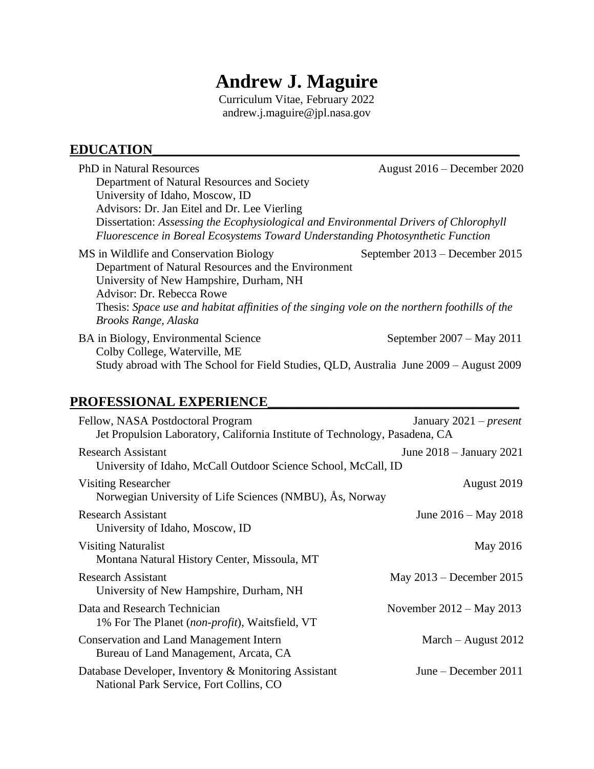# Andrew J. Maguire

Curriculum Vitae, February 2022
andrew.j.maguire@jpl.nasa.gov

## EDUCATION

PhD in Natural Resources — August 2016 – December 2020
Department of Natural Resources and Society
University of Idaho, Moscow, ID
Advisors: Dr. Jan Eitel and Dr. Lee Vierling
Dissertation: *Assessing the Ecophysiological and Environmental Drivers of Chlorophyll Fluorescence in Boreal Ecosystems Toward Understanding Photosynthetic Function*

MS in Wildlife and Conservation Biology — September 2013 – December 2015
Department of Natural Resources and the Environment
University of New Hampshire, Durham, NH
Advisor: Dr. Rebecca Rowe
Thesis: *Space use and habitat affinities of the singing vole on the northern foothills of the Brooks Range, Alaska*

BA in Biology, Environmental Science — September 2007 – May 2011
Colby College, Waterville, ME
Study abroad with The School for Field Studies, QLD, Australia — June 2009 – August 2009

## PROFESSIONAL EXPERIENCE

Fellow, NASA Postdoctoral Program — January 2021 – *present*
Jet Propulsion Laboratory, California Institute of Technology, Pasadena, CA

Research Assistant — June 2018 – January 2021
University of Idaho, McCall Outdoor Science School, McCall, ID

Visiting Researcher — August 2019
Norwegian University of Life Sciences (NMBU), Ås, Norway

Research Assistant — June 2016 – May 2018
University of Idaho, Moscow, ID

Visiting Naturalist — May 2016
Montana Natural History Center, Missoula, MT

Research Assistant — May 2013 – December 2015
University of New Hampshire, Durham, NH

Data and Research Technician — November 2012 – May 2013
1% For The Planet (*non-profit*), Waitsfield, VT

Conservation and Land Management Intern — March – August 2012
Bureau of Land Management, Arcata, CA

Database Developer, Inventory & Monitoring Assistant — June – December 2011
National Park Service, Fort Collins, CO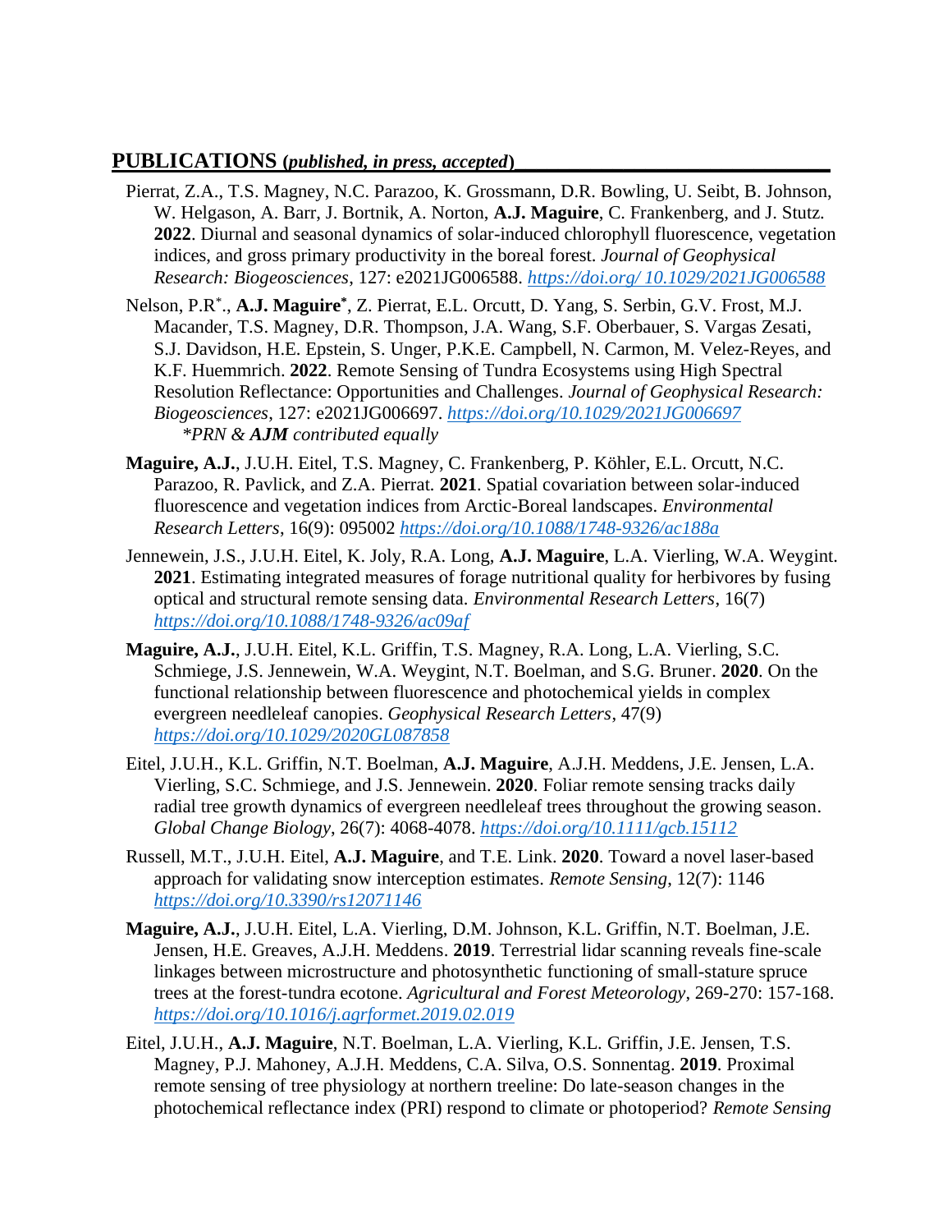## PUBLICATIONS (*published, in press, accepted*)

Pierrat, Z.A., T.S. Magney, N.C. Parazoo, K. Grossmann, D.R. Bowling, U. Seibt, B. Johnson, W. Helgason, A. Barr, J. Bortnik, A. Norton, **A.J. Maguire**, C. Frankenberg, and J. Stutz. **2022**. Diurnal and seasonal dynamics of solar-induced chlorophyll fluorescence, vegetation indices, and gross primary productivity in the boreal forest. *Journal of Geophysical Research: Biogeosciences*, 127: e2021JG006588. *https://doi.org/ 10.1029/2021JG006588*

Nelson, P.R*., **A.J. Maguire***, Z. Pierrat, E.L. Orcutt, D. Yang, S. Serbin, G.V. Frost, M.J. Macander, T.S. Magney, D.R. Thompson, J.A. Wang, S.F. Oberbauer, S. Vargas Zesati, S.J. Davidson, H.E. Epstein, S. Unger, P.K.E. Campbell, N. Carmon, M. Velez-Reyes, and K.F. Huemmrich. **2022**. Remote Sensing of Tundra Ecosystems using High Spectral Resolution Reflectance: Opportunities and Challenges. *Journal of Geophysical Research: Biogeosciences*, 127: e2021JG006697. *https://doi.org/10.1029/2021JG006697*
*\*PRN & **AJM** contributed equally*

**Maguire, A.J.**, J.U.H. Eitel, T.S. Magney, C. Frankenberg, P. Köhler, E.L. Orcutt, N.C. Parazoo, R. Pavlick, and Z.A. Pierrat. **2021**. Spatial covariation between solar-induced fluorescence and vegetation indices from Arctic-Boreal landscapes. *Environmental Research Letters*, 16(9): 095002 *https://doi.org/10.1088/1748-9326/ac188a*

Jennewein, J.S., J.U.H. Eitel, K. Joly, R.A. Long, **A.J. Maguire**, L.A. Vierling, W.A. Weygint. **2021**. Estimating integrated measures of forage nutritional quality for herbivores by fusing optical and structural remote sensing data. *Environmental Research Letters*, 16(7) *https://doi.org/10.1088/1748-9326/ac09af*

**Maguire, A.J.**, J.U.H. Eitel, K.L. Griffin, T.S. Magney, R.A. Long, L.A. Vierling, S.C. Schmiege, J.S. Jennewein, W.A. Weygint, N.T. Boelman, and S.G. Bruner. **2020**. On the functional relationship between fluorescence and photochemical yields in complex evergreen needleleaf canopies. *Geophysical Research Letters*, 47(9) *https://doi.org/10.1029/2020GL087858*

Eitel, J.U.H., K.L. Griffin, N.T. Boelman, **A.J. Maguire**, A.J.H. Meddens, J.E. Jensen, L.A. Vierling, S.C. Schmiege, and J.S. Jennewein. **2020**. Foliar remote sensing tracks daily radial tree growth dynamics of evergreen needleleaf trees throughout the growing season. *Global Change Biology*, 26(7): 4068-4078. *https://doi.org/10.1111/gcb.15112*

Russell, M.T., J.U.H. Eitel, **A.J. Maguire**, and T.E. Link. **2020**. Toward a novel laser-based approach for validating snow interception estimates. *Remote Sensing*, 12(7): 1146 *https://doi.org/10.3390/rs12071146*

**Maguire, A.J.**, J.U.H. Eitel, L.A. Vierling, D.M. Johnson, K.L. Griffin, N.T. Boelman, J.E. Jensen, H.E. Greaves, A.J.H. Meddens. **2019**. Terrestrial lidar scanning reveals fine-scale linkages between microstructure and photosynthetic functioning of small-stature spruce trees at the forest-tundra ecotone. *Agricultural and Forest Meteorology*, 269-270: 157-168. *https://doi.org/10.1016/j.agrformet.2019.02.019*

Eitel, J.U.H., **A.J. Maguire**, N.T. Boelman, L.A. Vierling, K.L. Griffin, J.E. Jensen, T.S. Magney, P.J. Mahoney, A.J.H. Meddens, C.A. Silva, O.S. Sonnentag. **2019**. Proximal remote sensing of tree physiology at northern treeline: Do late-season changes in the photochemical reflectance index (PRI) respond to climate or photoperiod? *Remote Sensing*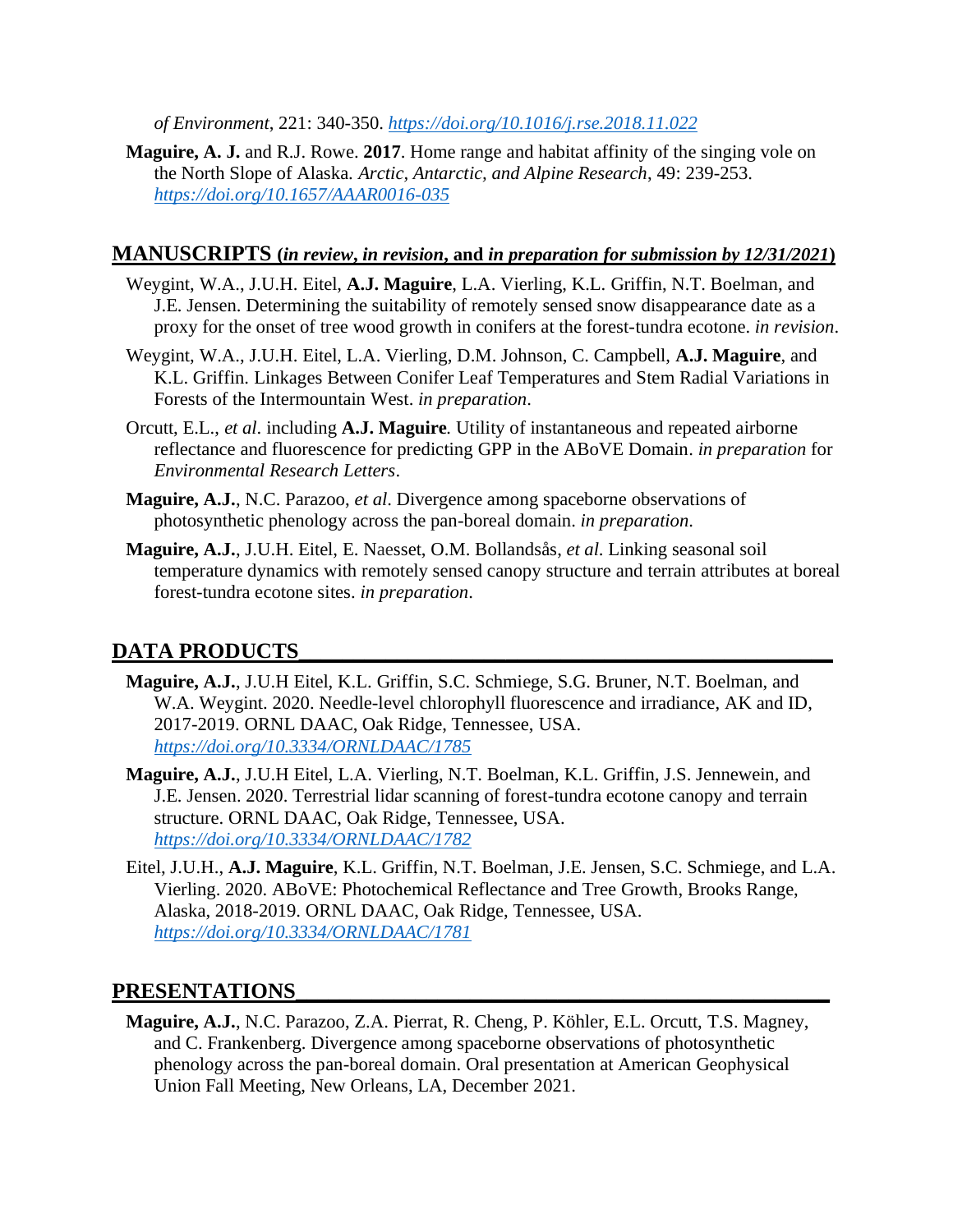*of Environment*, 221: 340-350. *https://doi.org/10.1016/j.rse.2018.11.022*

**Maguire, A. J.** and R.J. Rowe. **2017**. Home range and habitat affinity of the singing vole on the North Slope of Alaska. *Arctic, Antarctic, and Alpine Research*, 49: 239-253. *https://doi.org/10.1657/AAAR0016-035*

## MANUSCRIPTS (*in review*, *in revision*, and *in preparation for submission by 12/31/2021*)

Weygint, W.A., J.U.H. Eitel, **A.J. Maguire**, L.A. Vierling, K.L. Griffin, N.T. Boelman, and J.E. Jensen. Determining the suitability of remotely sensed snow disappearance date as a proxy for the onset of tree wood growth in conifers at the forest-tundra ecotone. *in revision*.

Weygint, W.A., J.U.H. Eitel, L.A. Vierling, D.M. Johnson, C. Campbell, **A.J. Maguire**, and K.L. Griffin. Linkages Between Conifer Leaf Temperatures and Stem Radial Variations in Forests of the Intermountain West. *in preparation*.

Orcutt, E.L., *et al*. including **A.J. Maguire***.* Utility of instantaneous and repeated airborne reflectance and fluorescence for predicting GPP in the ABoVE Domain. *in preparation* for *Environmental Research Letters*.

**Maguire, A.J.**, N.C. Parazoo, *et al*. Divergence among spaceborne observations of photosynthetic phenology across the pan-boreal domain. *in preparation.*

**Maguire, A.J.**, J.U.H. Eitel, E. Naesset, O.M. Bollandsås, *et al*. Linking seasonal soil temperature dynamics with remotely sensed canopy structure and terrain attributes at boreal forest-tundra ecotone sites. *in preparation*.

## DATA PRODUCTS

**Maguire, A.J.**, J.U.H Eitel, K.L. Griffin, S.C. Schmiege, S.G. Bruner, N.T. Boelman, and W.A. Weygint. 2020. Needle-level chlorophyll fluorescence and irradiance, AK and ID, 2017-2019. ORNL DAAC, Oak Ridge, Tennessee, USA. *https://doi.org/10.3334/ORNLDAAC/1785*

**Maguire, A.J.**, J.U.H Eitel, L.A. Vierling, N.T. Boelman, K.L. Griffin, J.S. Jennewein, and J.E. Jensen. 2020. Terrestrial lidar scanning of forest-tundra ecotone canopy and terrain structure. ORNL DAAC, Oak Ridge, Tennessee, USA. *https://doi.org/10.3334/ORNLDAAC/1782*

Eitel, J.U.H., **A.J. Maguire**, K.L. Griffin, N.T. Boelman, J.E. Jensen, S.C. Schmiege, and L.A. Vierling. 2020. ABoVE: Photochemical Reflectance and Tree Growth, Brooks Range, Alaska, 2018-2019. ORNL DAAC, Oak Ridge, Tennessee, USA. *https://doi.org/10.3334/ORNLDAAC/1781*

## PRESENTATIONS

**Maguire, A.J.**, N.C. Parazoo, Z.A. Pierrat, R. Cheng, P. Köhler, E.L. Orcutt, T.S. Magney, and C. Frankenberg. Divergence among spaceborne observations of photosynthetic phenology across the pan-boreal domain. Oral presentation at American Geophysical Union Fall Meeting, New Orleans, LA, December 2021.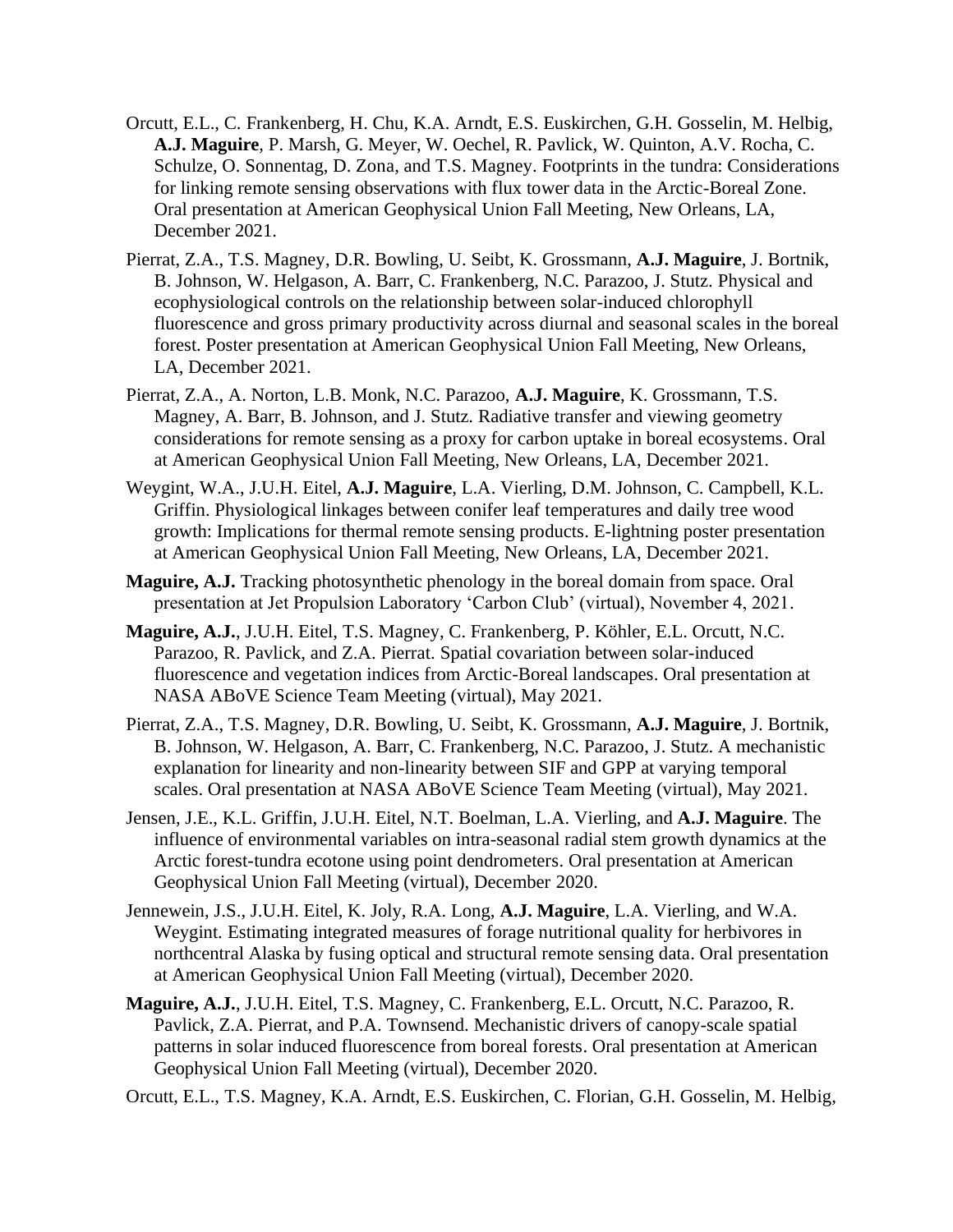Orcutt, E.L., C. Frankenberg, H. Chu, K.A. Arndt, E.S. Euskirchen, G.H. Gosselin, M. Helbig, **A.J. Maguire**, P. Marsh, G. Meyer, W. Oechel, R. Pavlick, W. Quinton, A.V. Rocha, C. Schulze, O. Sonnentag, D. Zona, and T.S. Magney. Footprints in the tundra: Considerations for linking remote sensing observations with flux tower data in the Arctic-Boreal Zone. Oral presentation at American Geophysical Union Fall Meeting, New Orleans, LA, December 2021.

Pierrat, Z.A., T.S. Magney, D.R. Bowling, U. Seibt, K. Grossmann, **A.J. Maguire**, J. Bortnik, B. Johnson, W. Helgason, A. Barr, C. Frankenberg, N.C. Parazoo, J. Stutz. Physical and ecophysiological controls on the relationship between solar-induced chlorophyll fluorescence and gross primary productivity across diurnal and seasonal scales in the boreal forest. Poster presentation at American Geophysical Union Fall Meeting, New Orleans, LA, December 2021.

Pierrat, Z.A., A. Norton, L.B. Monk, N.C. Parazoo, **A.J. Maguire**, K. Grossmann, T.S. Magney, A. Barr, B. Johnson, and J. Stutz. Radiative transfer and viewing geometry considerations for remote sensing as a proxy for carbon uptake in boreal ecosystems. Oral at American Geophysical Union Fall Meeting, New Orleans, LA, December 2021.

Weygint, W.A., J.U.H. Eitel, **A.J. Maguire**, L.A. Vierling, D.M. Johnson, C. Campbell, K.L. Griffin. Physiological linkages between conifer leaf temperatures and daily tree wood growth: Implications for thermal remote sensing products. E-lightning poster presentation at American Geophysical Union Fall Meeting, New Orleans, LA, December 2021.

**Maguire, A.J.** Tracking photosynthetic phenology in the boreal domain from space. Oral presentation at Jet Propulsion Laboratory 'Carbon Club' (virtual), November 4, 2021.

**Maguire, A.J.**, J.U.H. Eitel, T.S. Magney, C. Frankenberg, P. Köhler, E.L. Orcutt, N.C. Parazoo, R. Pavlick, and Z.A. Pierrat. Spatial covariation between solar-induced fluorescence and vegetation indices from Arctic-Boreal landscapes. Oral presentation at NASA ABoVE Science Team Meeting (virtual), May 2021.

Pierrat, Z.A., T.S. Magney, D.R. Bowling, U. Seibt, K. Grossmann, **A.J. Maguire**, J. Bortnik, B. Johnson, W. Helgason, A. Barr, C. Frankenberg, N.C. Parazoo, J. Stutz. A mechanistic explanation for linearity and non-linearity between SIF and GPP at varying temporal scales. Oral presentation at NASA ABoVE Science Team Meeting (virtual), May 2021.

Jensen, J.E., K.L. Griffin, J.U.H. Eitel, N.T. Boelman, L.A. Vierling, and **A.J. Maguire**. The influence of environmental variables on intra-seasonal radial stem growth dynamics at the Arctic forest-tundra ecotone using point dendrometers. Oral presentation at American Geophysical Union Fall Meeting (virtual), December 2020.

Jennewein, J.S., J.U.H. Eitel, K. Joly, R.A. Long, **A.J. Maguire**, L.A. Vierling, and W.A. Weygint. Estimating integrated measures of forage nutritional quality for herbivores in northcentral Alaska by fusing optical and structural remote sensing data. Oral presentation at American Geophysical Union Fall Meeting (virtual), December 2020.

**Maguire, A.J.**, J.U.H. Eitel, T.S. Magney, C. Frankenberg, E.L. Orcutt, N.C. Parazoo, R. Pavlick, Z.A. Pierrat, and P.A. Townsend. Mechanistic drivers of canopy-scale spatial patterns in solar induced fluorescence from boreal forests. Oral presentation at American Geophysical Union Fall Meeting (virtual), December 2020.

Orcutt, E.L., T.S. Magney, K.A. Arndt, E.S. Euskirchen, C. Florian, G.H. Gosselin, M. Helbig,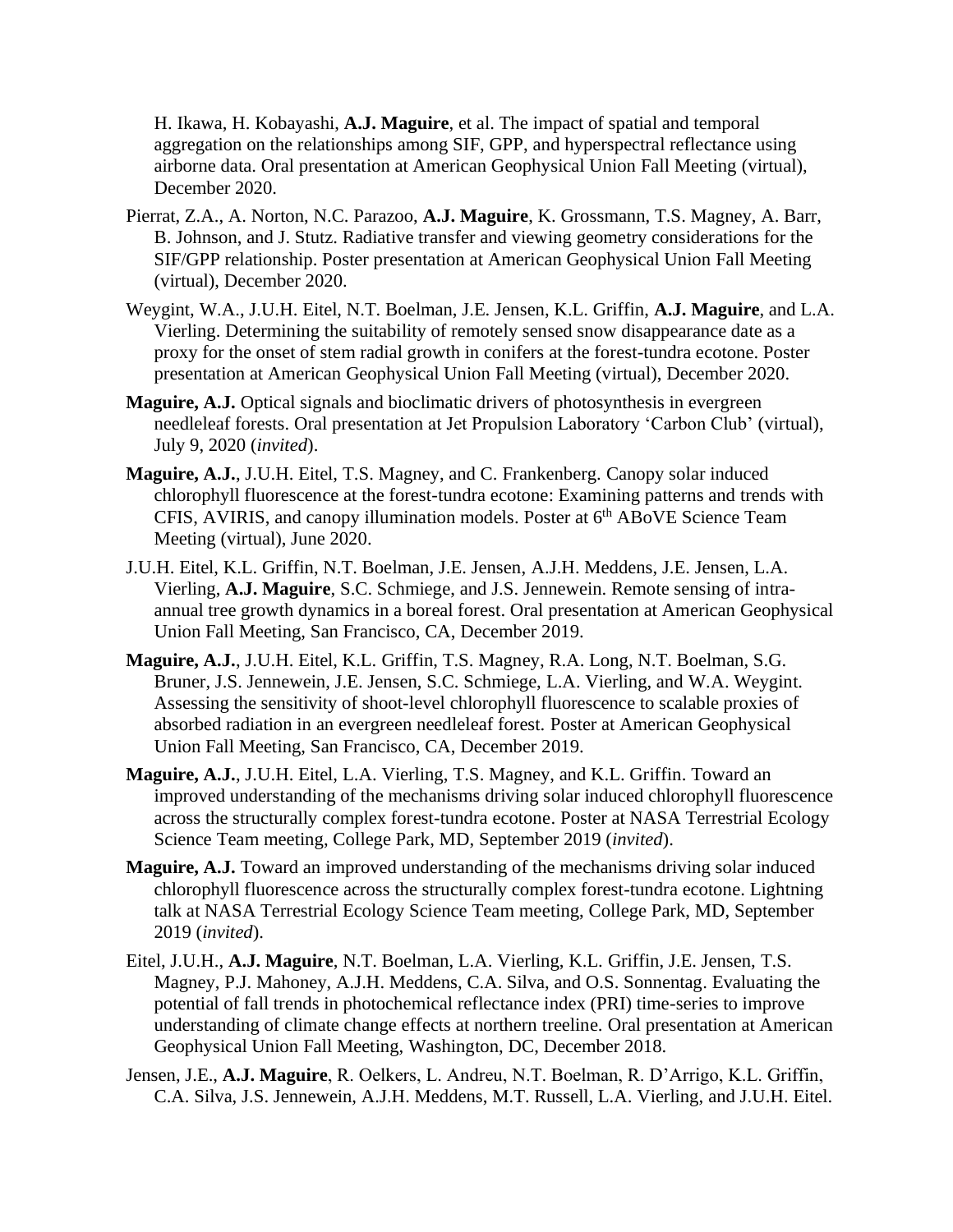H. Ikawa, H. Kobayashi, **A.J. Maguire**, et al. The impact of spatial and temporal aggregation on the relationships among SIF, GPP, and hyperspectral reflectance using airborne data. Oral presentation at American Geophysical Union Fall Meeting (virtual), December 2020.

Pierrat, Z.A., A. Norton, N.C. Parazoo, **A.J. Maguire**, K. Grossmann, T.S. Magney, A. Barr, B. Johnson, and J. Stutz. Radiative transfer and viewing geometry considerations for the SIF/GPP relationship. Poster presentation at American Geophysical Union Fall Meeting (virtual), December 2020.

Weygint, W.A., J.U.H. Eitel, N.T. Boelman, J.E. Jensen, K.L. Griffin, **A.J. Maguire**, and L.A. Vierling. Determining the suitability of remotely sensed snow disappearance date as a proxy for the onset of stem radial growth in conifers at the forest-tundra ecotone. Poster presentation at American Geophysical Union Fall Meeting (virtual), December 2020.

**Maguire, A.J.** Optical signals and bioclimatic drivers of photosynthesis in evergreen needleleaf forests. Oral presentation at Jet Propulsion Laboratory 'Carbon Club' (virtual), July 9, 2020 (*invited*).

**Maguire, A.J.**, J.U.H. Eitel, T.S. Magney, and C. Frankenberg. Canopy solar induced chlorophyll fluorescence at the forest-tundra ecotone: Examining patterns and trends with CFIS, AVIRIS, and canopy illumination models. Poster at 6th ABoVE Science Team Meeting (virtual), June 2020.

J.U.H. Eitel, K.L. Griffin, N.T. Boelman, J.E. Jensen, A.J.H. Meddens, J.E. Jensen, L.A. Vierling, **A.J. Maguire**, S.C. Schmiege, and J.S. Jennewein. Remote sensing of intra-annual tree growth dynamics in a boreal forest. Oral presentation at American Geophysical Union Fall Meeting, San Francisco, CA, December 2019.

**Maguire, A.J.**, J.U.H. Eitel, K.L. Griffin, T.S. Magney, R.A. Long, N.T. Boelman, S.G. Bruner, J.S. Jennewein, J.E. Jensen, S.C. Schmiege, L.A. Vierling, and W.A. Weygint. Assessing the sensitivity of shoot-level chlorophyll fluorescence to scalable proxies of absorbed radiation in an evergreen needleleaf forest. Poster at American Geophysical Union Fall Meeting, San Francisco, CA, December 2019.

**Maguire, A.J.**, J.U.H. Eitel, L.A. Vierling, T.S. Magney, and K.L. Griffin. Toward an improved understanding of the mechanisms driving solar induced chlorophyll fluorescence across the structurally complex forest-tundra ecotone. Poster at NASA Terrestrial Ecology Science Team meeting, College Park, MD, September 2019 (*invited*).

**Maguire, A.J.** Toward an improved understanding of the mechanisms driving solar induced chlorophyll fluorescence across the structurally complex forest-tundra ecotone. Lightning talk at NASA Terrestrial Ecology Science Team meeting, College Park, MD, September 2019 (*invited*).

Eitel, J.U.H., **A.J. Maguire**, N.T. Boelman, L.A. Vierling, K.L. Griffin, J.E. Jensen, T.S. Magney, P.J. Mahoney, A.J.H. Meddens, C.A. Silva, and O.S. Sonnentag. Evaluating the potential of fall trends in photochemical reflectance index (PRI) time-series to improve understanding of climate change effects at northern treeline. Oral presentation at American Geophysical Union Fall Meeting, Washington, DC, December 2018.

Jensen, J.E., **A.J. Maguire**, R. Oelkers, L. Andreu, N.T. Boelman, R. D'Arrigo, K.L. Griffin, C.A. Silva, J.S. Jennewein, A.J.H. Meddens, M.T. Russell, L.A. Vierling, and J.U.H. Eitel.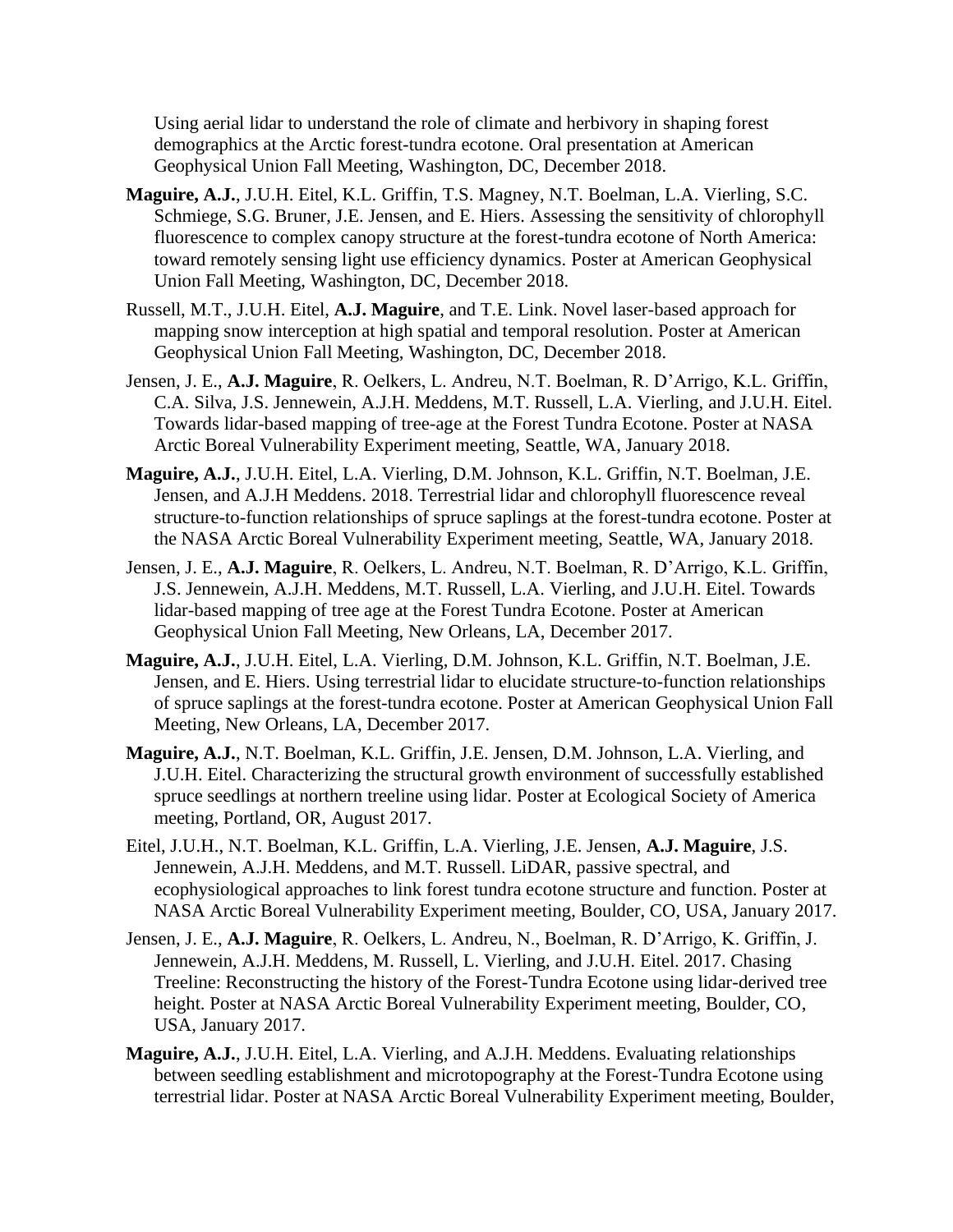Using aerial lidar to understand the role of climate and herbivory in shaping forest demographics at the Arctic forest-tundra ecotone. Oral presentation at American Geophysical Union Fall Meeting, Washington, DC, December 2018.

**Maguire, A.J.**, J.U.H. Eitel, K.L. Griffin, T.S. Magney, N.T. Boelman, L.A. Vierling, S.C. Schmiege, S.G. Bruner, J.E. Jensen, and E. Hiers. Assessing the sensitivity of chlorophyll fluorescence to complex canopy structure at the forest-tundra ecotone of North America: toward remotely sensing light use efficiency dynamics. Poster at American Geophysical Union Fall Meeting, Washington, DC, December 2018.

Russell, M.T., J.U.H. Eitel, **A.J. Maguire**, and T.E. Link. Novel laser-based approach for mapping snow interception at high spatial and temporal resolution. Poster at American Geophysical Union Fall Meeting, Washington, DC, December 2018.

Jensen, J. E., **A.J. Maguire**, R. Oelkers, L. Andreu, N.T. Boelman, R. D'Arrigo, K.L. Griffin, C.A. Silva, J.S. Jennewein, A.J.H. Meddens, M.T. Russell, L.A. Vierling, and J.U.H. Eitel. Towards lidar-based mapping of tree-age at the Forest Tundra Ecotone. Poster at NASA Arctic Boreal Vulnerability Experiment meeting, Seattle, WA, January 2018.

**Maguire, A.J.**, J.U.H. Eitel, L.A. Vierling, D.M. Johnson, K.L. Griffin, N.T. Boelman, J.E. Jensen, and A.J.H Meddens. 2018. Terrestrial lidar and chlorophyll fluorescence reveal structure-to-function relationships of spruce saplings at the forest-tundra ecotone. Poster at the NASA Arctic Boreal Vulnerability Experiment meeting, Seattle, WA, January 2018.

Jensen, J. E., **A.J. Maguire**, R. Oelkers, L. Andreu, N.T. Boelman, R. D'Arrigo, K.L. Griffin, J.S. Jennewein, A.J.H. Meddens, M.T. Russell, L.A. Vierling, and J.U.H. Eitel. Towards lidar-based mapping of tree age at the Forest Tundra Ecotone. Poster at American Geophysical Union Fall Meeting, New Orleans, LA, December 2017.

**Maguire, A.J.**, J.U.H. Eitel, L.A. Vierling, D.M. Johnson, K.L. Griffin, N.T. Boelman, J.E. Jensen, and E. Hiers. Using terrestrial lidar to elucidate structure-to-function relationships of spruce saplings at the forest-tundra ecotone. Poster at American Geophysical Union Fall Meeting, New Orleans, LA, December 2017.

**Maguire, A.J.**, N.T. Boelman, K.L. Griffin, J.E. Jensen, D.M. Johnson, L.A. Vierling, and J.U.H. Eitel. Characterizing the structural growth environment of successfully established spruce seedlings at northern treeline using lidar. Poster at Ecological Society of America meeting, Portland, OR, August 2017.

Eitel, J.U.H., N.T. Boelman, K.L. Griffin, L.A. Vierling, J.E. Jensen, **A.J. Maguire**, J.S. Jennewein, A.J.H. Meddens, and M.T. Russell. LiDAR, passive spectral, and ecophysiological approaches to link forest tundra ecotone structure and function. Poster at NASA Arctic Boreal Vulnerability Experiment meeting, Boulder, CO, USA, January 2017.

Jensen, J. E., **A.J. Maguire**, R. Oelkers, L. Andreu, N., Boelman, R. D'Arrigo, K. Griffin, J. Jennewein, A.J.H. Meddens, M. Russell, L. Vierling, and J.U.H. Eitel. 2017. Chasing Treeline: Reconstructing the history of the Forest-Tundra Ecotone using lidar-derived tree height. Poster at NASA Arctic Boreal Vulnerability Experiment meeting, Boulder, CO, USA, January 2017.

**Maguire, A.J.**, J.U.H. Eitel, L.A. Vierling, and A.J.H. Meddens. Evaluating relationships between seedling establishment and microtopography at the Forest-Tundra Ecotone using terrestrial lidar. Poster at NASA Arctic Boreal Vulnerability Experiment meeting, Boulder,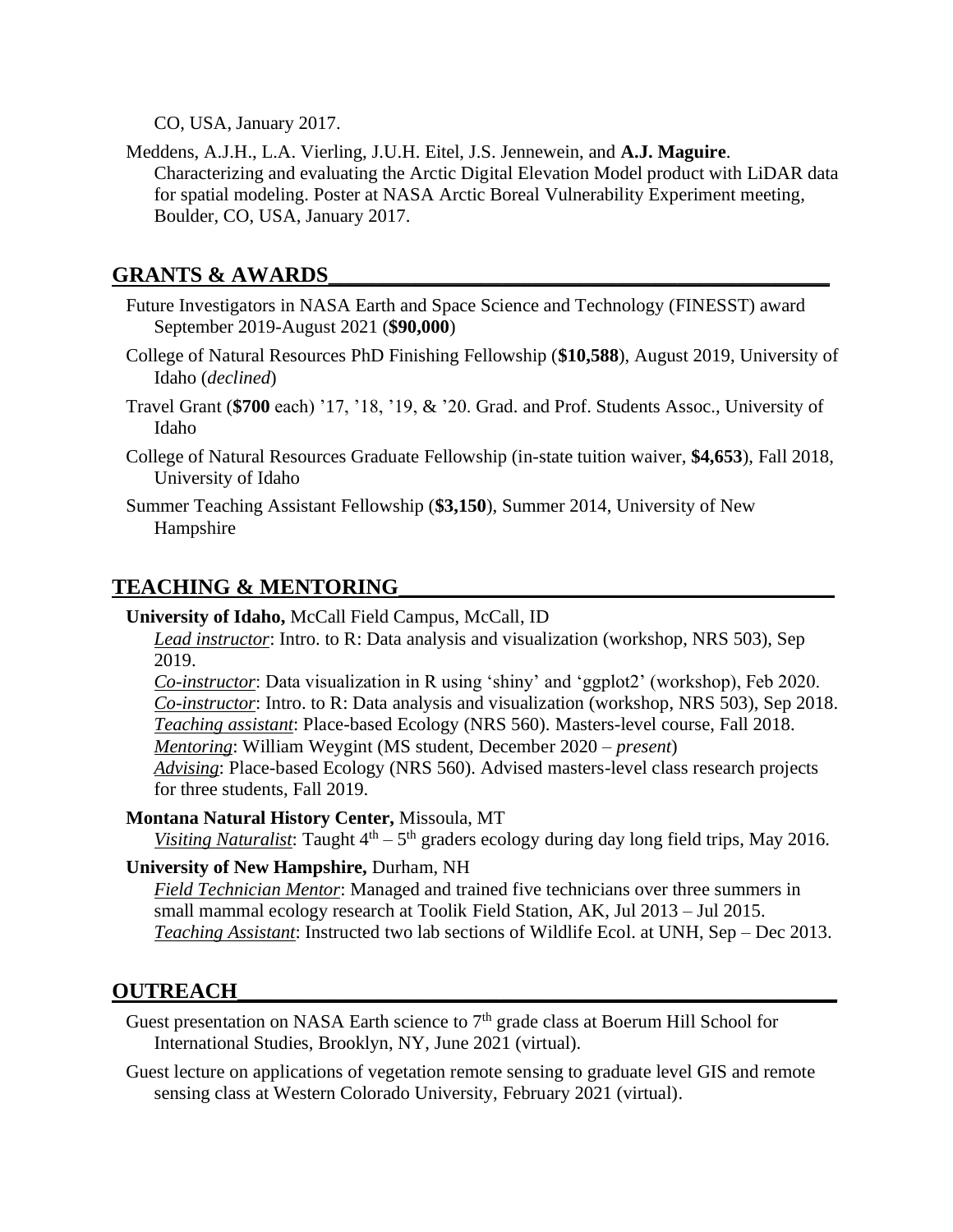CO, USA, January 2017.

Meddens, A.J.H., L.A. Vierling, J.U.H. Eitel, J.S. Jennewein, and **A.J. Maguire**. Characterizing and evaluating the Arctic Digital Elevation Model product with LiDAR data for spatial modeling. Poster at NASA Arctic Boreal Vulnerability Experiment meeting, Boulder, CO, USA, January 2017.

## GRANTS & AWARDS

Future Investigators in NASA Earth and Space Science and Technology (FINESST) award September 2019-August 2021 (**$90,000**)

College of Natural Resources PhD Finishing Fellowship (**$10,588**), August 2019, University of Idaho (*declined*)

Travel Grant (**$700** each) ’17, ’18, ’19, & ’20. Grad. and Prof. Students Assoc., University of Idaho

College of Natural Resources Graduate Fellowship (in-state tuition waiver, **$4,653**), Fall 2018, University of Idaho

Summer Teaching Assistant Fellowship (**$3,150**), Summer 2014, University of New Hampshire

## TEACHING & MENTORING

**University of Idaho,** McCall Field Campus, McCall, ID

*Lead instructor*: Intro. to R: Data analysis and visualization (workshop, NRS 503), Sep 2019.
*Co-instructor*: Data visualization in R using ‘shiny’ and ‘ggplot2’ (workshop), Feb 2020.
*Co-instructor*: Intro. to R: Data analysis and visualization (workshop, NRS 503), Sep 2018.
*Teaching assistant*: Place-based Ecology (NRS 560). Masters-level course, Fall 2018.
*Mentoring*: William Weygint (MS student, December 2020 – *present*)
*Advising*: Place-based Ecology (NRS 560). Advised masters-level class research projects for three students, Fall 2019.

**Montana Natural History Center,** Missoula, MT

*Visiting Naturalist*: Taught $4^{th}$ – $5^{th}$ graders ecology during day long field trips, May 2016.

**University of New Hampshire,** Durham, NH

*Field Technician Mentor*: Managed and trained five technicians over three summers in small mammal ecology research at Toolik Field Station, AK, Jul 2013 – Jul 2015.
*Teaching Assistant*: Instructed two lab sections of Wildlife Ecol. at UNH, Sep – Dec 2013.

## OUTREACH

Guest presentation on NASA Earth science to $7^{th}$ grade class at Boerum Hill School for International Studies, Brooklyn, NY, June 2021 (virtual).

Guest lecture on applications of vegetation remote sensing to graduate level GIS and remote sensing class at Western Colorado University, February 2021 (virtual).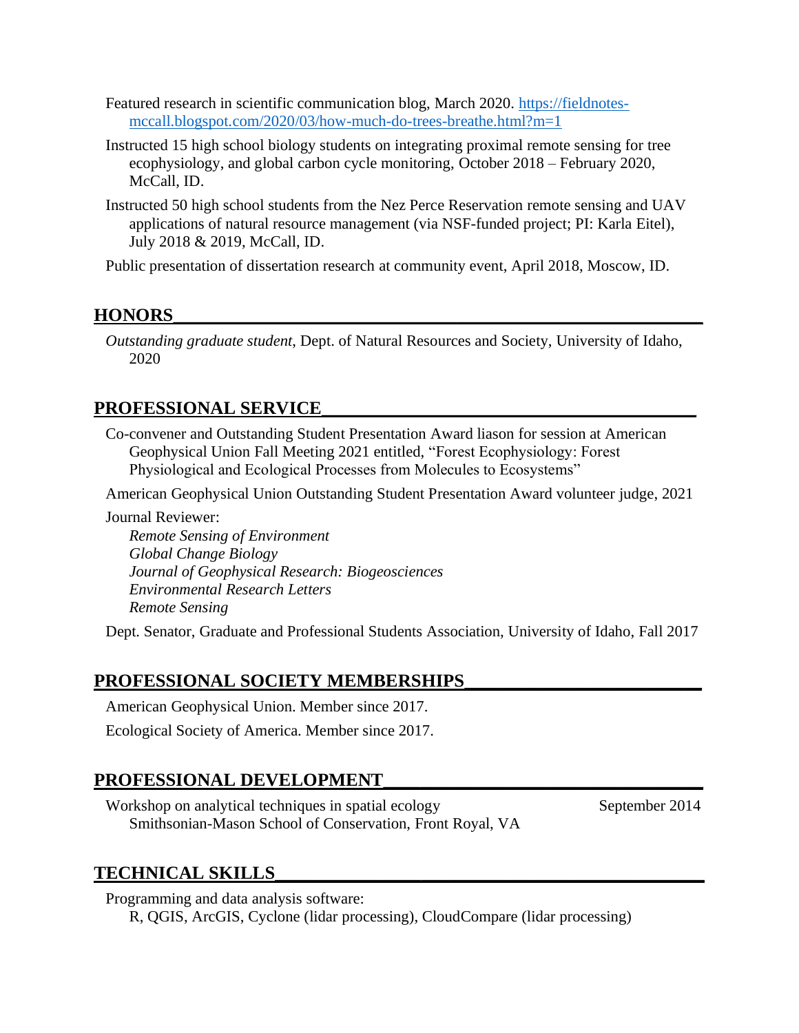Featured research in scientific communication blog, March 2020. https://fieldnotes-mccall.blogspot.com/2020/03/how-much-do-trees-breathe.html?m=1

Instructed 15 high school biology students on integrating proximal remote sensing for tree ecophysiology, and global carbon cycle monitoring, October 2018 – February 2020, McCall, ID.

Instructed 50 high school students from the Nez Perce Reservation remote sensing and UAV applications of natural resource management (via NSF-funded project; PI: Karla Eitel), July 2018 & 2019, McCall, ID.

Public presentation of dissertation research at community event, April 2018, Moscow, ID.

## HONORS

*Outstanding graduate student*, Dept. of Natural Resources and Society, University of Idaho, 2020

## PROFESSIONAL SERVICE

Co-convener and Outstanding Student Presentation Award liason for session at American Geophysical Union Fall Meeting 2021 entitled, "Forest Ecophysiology: Forest Physiological and Ecological Processes from Molecules to Ecosystems"

American Geophysical Union Outstanding Student Presentation Award volunteer judge, 2021

Journal Reviewer:
- *Remote Sensing of Environment*
- *Global Change Biology*
- *Journal of Geophysical Research: Biogeosciences*
- *Environmental Research Letters*
- *Remote Sensing*

Dept. Senator, Graduate and Professional Students Association, University of Idaho, Fall 2017

## PROFESSIONAL SOCIETY MEMBERSHIPS

American Geophysical Union. Member since 2017.

Ecological Society of America. Member since 2017.

## PROFESSIONAL DEVELOPMENT

Workshop on analytical techniques in spatial ecology — September 2014
Smithsonian-Mason School of Conservation, Front Royal, VA

## TECHNICAL SKILLS

Programming and data analysis software:
R, QGIS, ArcGIS, Cyclone (lidar processing), CloudCompare (lidar processing)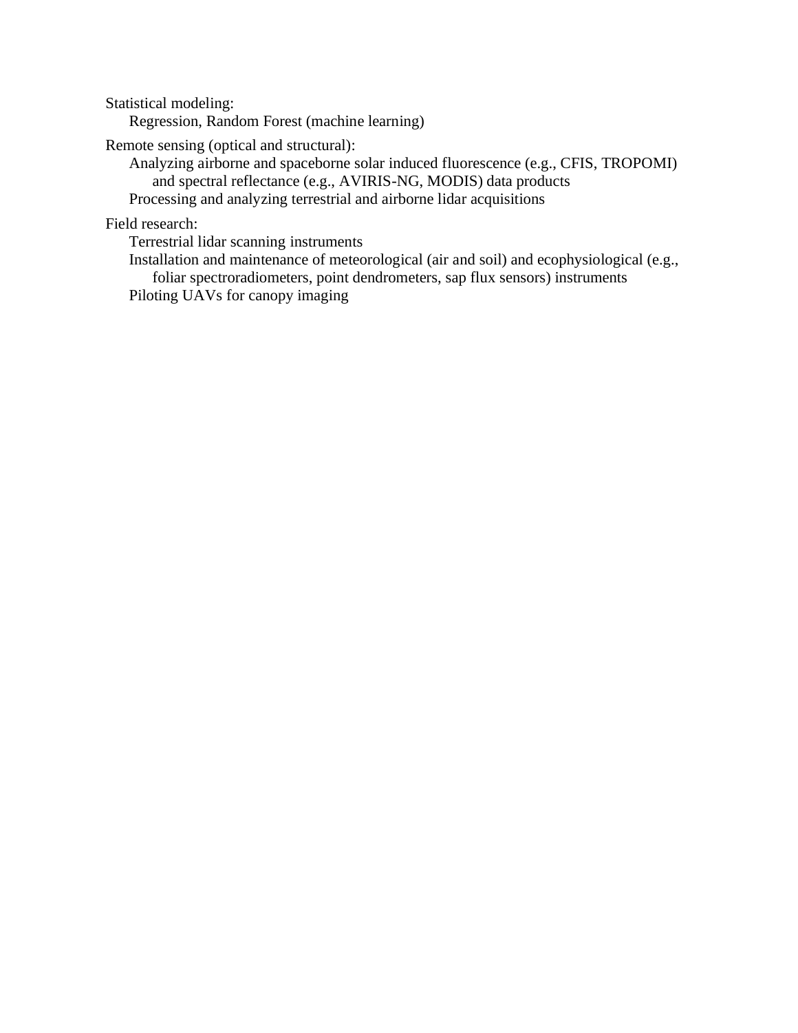Statistical modeling:

- Regression, Random Forest (machine learning)

Remote sensing (optical and structural):

- Analyzing airborne and spaceborne solar induced fluorescence (e.g., CFIS, TROPOMI) and spectral reflectance (e.g., AVIRIS-NG, MODIS) data products
- Processing and analyzing terrestrial and airborne lidar acquisitions

Field research:

- Terrestrial lidar scanning instruments
- Installation and maintenance of meteorological (air and soil) and ecophysiological (e.g., foliar spectroradiometers, point dendrometers, sap flux sensors) instruments
- Piloting UAVs for canopy imaging